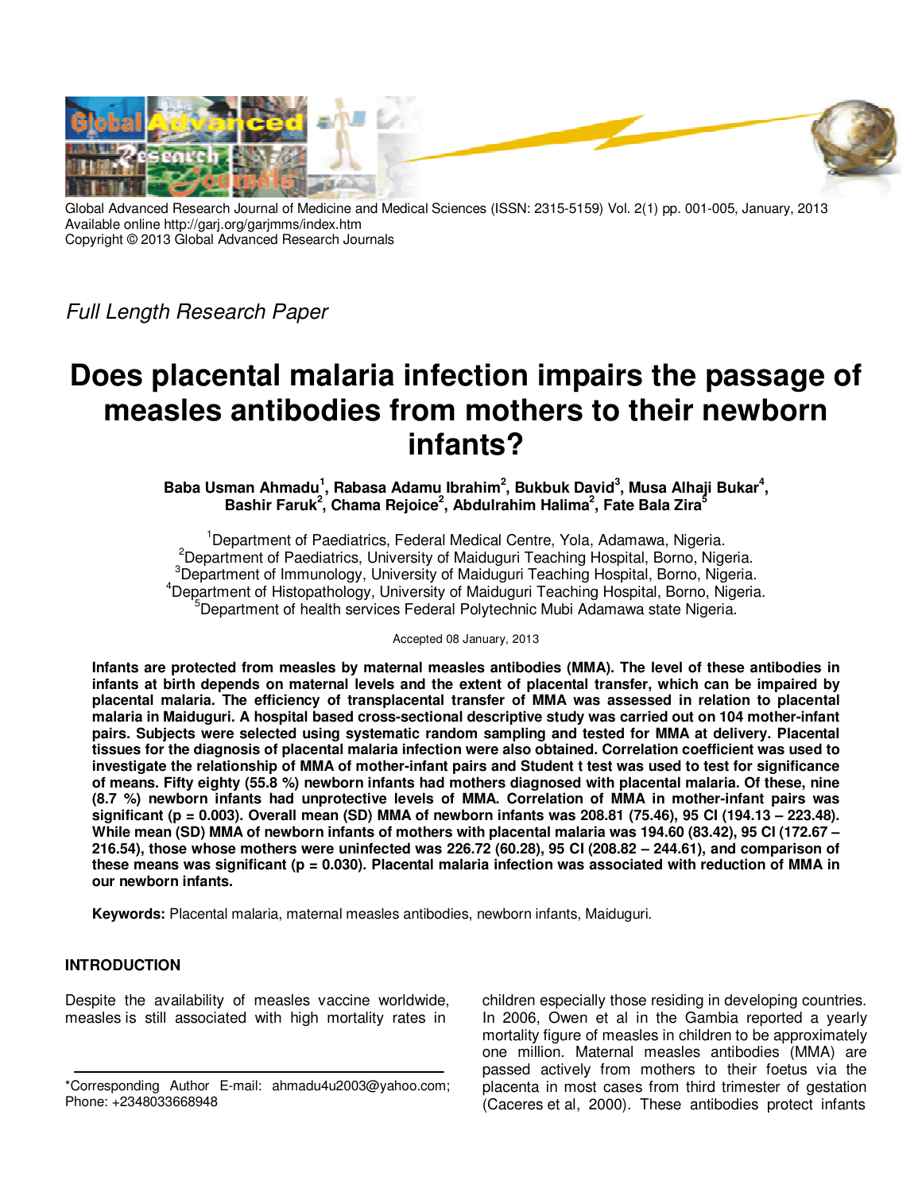Global Advanced Research Journal of Medicine and Medical Sciences (ISSN: 2315-5159) Vol. 2(1) pp. 001-005, January, 2013
Available online http://garj.org/garjmms/index.htm
Copyright © 2013 Global Advanced Research Journals

*Full Length Research Paper*

# Does placental malaria infection impairs the passage of measles antibodies from mothers to their newborn infants?

**Baba Usman Ahmadu[1], Rabasa Adamu Ibrahim[2], Bukbuk David[3], Musa Alhaji Bukar[4], Bashir Faruk[2], Chama Rejoice[2], Abdulrahim Halima[2], Fate Bala Zira[5]**

[1]Department of Paediatrics, Federal Medical Centre, Yola, Adamawa, Nigeria.
[2]Department of Paediatrics, University of Maiduguri Teaching Hospital, Borno, Nigeria.
[3]Department of Immunology, University of Maiduguri Teaching Hospital, Borno, Nigeria.
[4]Department of Histopathology, University of Maiduguri Teaching Hospital, Borno, Nigeria.
[5]Department of health services Federal Polytechnic Mubi Adamawa state Nigeria.

Accepted 08 January, 2013

**Infants are protected from measles by maternal measles antibodies (MMA). The level of these antibodies in infants at birth depends on maternal levels and the extent of placental transfer, which can be impaired by placental malaria. The efficiency of transplacental transfer of MMA was assessed in relation to placental malaria in Maiduguri. A hospital based cross-sectional descriptive study was carried out on 104 mother-infant pairs. Subjects were selected using systematic random sampling and tested for MMA at delivery. Placental tissues for the diagnosis of placental malaria infection were also obtained. Correlation coefficient was used to investigate the relationship of MMA of mother-infant pairs and Student t test was used to test for significance of means. Fifty eighty (55.8 %) newborn infants had mothers diagnosed with placental malaria. Of these, nine (8.7 %) newborn infants had unprotective levels of MMA. Correlation of MMA in mother-infant pairs was significant (p = 0.003). Overall mean (SD) MMA of newborn infants was 208.81 (75.46), 95 CI (194.13 – 223.48). While mean (SD) MMA of newborn infants of mothers with placental malaria was 194.60 (83.42), 95 CI (172.67 – 216.54), those whose mothers were uninfected was 226.72 (60.28), 95 CI (208.82 – 244.61), and comparison of these means was significant (p = 0.030). Placental malaria infection was associated with reduction of MMA in our newborn infants.**

**Keywords:** Placental malaria, maternal measles antibodies, newborn infants, Maiduguri.

## INTRODUCTION

Despite the availability of measles vaccine worldwide, measles is still associated with high mortality rates in children especially those residing in developing countries. In 2006, Owen et al in the Gambia reported a yearly mortality figure of measles in children to be approximately one million. Maternal measles antibodies (MMA) are passed actively from mothers to their foetus via the placenta in most cases from third trimester of gestation (Caceres et al, 2000). These antibodies protect infants

*Corresponding Author E-mail: ahmadu4u2003@yahoo.com; Phone: +2348033668948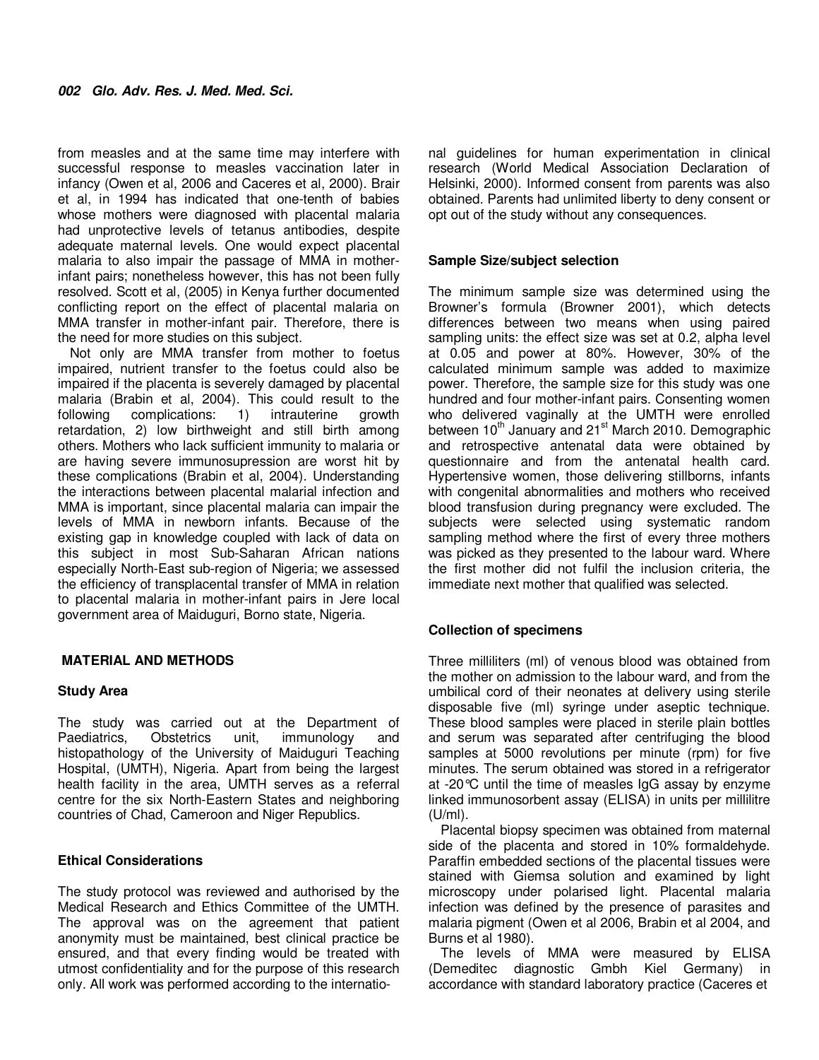from measles and at the same time may interfere with successful response to measles vaccination later in infancy (Owen et al, 2006 and Caceres et al, 2000). Brair et al, in 1994 has indicated that one-tenth of babies whose mothers were diagnosed with placental malaria had unprotective levels of tetanus antibodies, despite adequate maternal levels. One would expect placental malaria to also impair the passage of MMA in mother-infant pairs; nonetheless however, this has not been fully resolved. Scott et al, (2005) in Kenya further documented conflicting report on the effect of placental malaria on MMA transfer in mother-infant pair. Therefore, there is the need for more studies on this subject.

Not only are MMA transfer from mother to foetus impaired, nutrient transfer to the foetus could also be impaired if the placenta is severely damaged by placental malaria (Brabin et al, 2004). This could result to the following complications: 1) intrauterine growth retardation, 2) low birthweight and still birth among others. Mothers who lack sufficient immunity to malaria or are having severe immunosupression are worst hit by these complications (Brabin et al, 2004). Understanding the interactions between placental malarial infection and MMA is important, since placental malaria can impair the levels of MMA in newborn infants. Because of the existing gap in knowledge coupled with lack of data on this subject in most Sub-Saharan African nations especially North-East sub-region of Nigeria; we assessed the efficiency of transplacental transfer of MMA in relation to placental malaria in mother-infant pairs in Jere local government area of Maiduguri, Borno state, Nigeria.

## MATERIAL AND METHODS

### Study Area

The study was carried out at the Department of Paediatrics, Obstetrics unit, immunology and histopathology of the University of Maiduguri Teaching Hospital, (UMTH), Nigeria. Apart from being the largest health facility in the area, UMTH serves as a referral centre for the six North-Eastern States and neighboring countries of Chad, Cameroon and Niger Republics.

### Ethical Considerations

The study protocol was reviewed and authorised by the Medical Research and Ethics Committee of the UMTH. The approval was on the agreement that patient anonymity must be maintained, best clinical practice be ensured, and that every finding would be treated with utmost confidentiality and for the purpose of this research only. All work was performed according to the international guidelines for human experimentation in clinical research (World Medical Association Declaration of Helsinki, 2000). Informed consent from parents was also obtained. Parents had unlimited liberty to deny consent or opt out of the study without any consequences.

### Sample Size/subject selection

The minimum sample size was determined using the Browner's formula (Browner 2001), which detects differences between two means when using paired sampling units: the effect size was set at 0.2, alpha level at 0.05 and power at 80%. However, 30% of the calculated minimum sample was added to maximize power. Therefore, the sample size for this study was one hundred and four mother-infant pairs. Consenting women who delivered vaginally at the UMTH were enrolled between 10th January and 21st March 2010. Demographic and retrospective antenatal data were obtained by questionnaire and from the antenatal health card. Hypertensive women, those delivering stillborns, infants with congenital abnormalities and mothers who received blood transfusion during pregnancy were excluded. The subjects were selected using systematic random sampling method where the first of every three mothers was picked as they presented to the labour ward. Where the first mother did not fulfil the inclusion criteria, the immediate next mother that qualified was selected.

### Collection of specimens

Three milliliters (ml) of venous blood was obtained from the mother on admission to the labour ward, and from the umbilical cord of their neonates at delivery using sterile disposable five (ml) syringe under aseptic technique. These blood samples were placed in sterile plain bottles and serum was separated after centrifuging the blood samples at 5000 revolutions per minute (rpm) for five minutes. The serum obtained was stored in a refrigerator at -20°C until the time of measles IgG assay by enzyme linked immunosorbent assay (ELISA) in units per millilitre (U/ml).

Placental biopsy specimen was obtained from maternal side of the placenta and stored in 10% formaldehyde. Paraffin embedded sections of the placental tissues were stained with Giemsa solution and examined by light microscopy under polarised light. Placental malaria infection was defined by the presence of parasites and malaria pigment (Owen et al 2006, Brabin et al 2004, and Burns et al 1980).

The levels of MMA were measured by ELISA (Demeditec diagnostic Gmbh Kiel Germany) in accordance with standard laboratory practice (Caceres et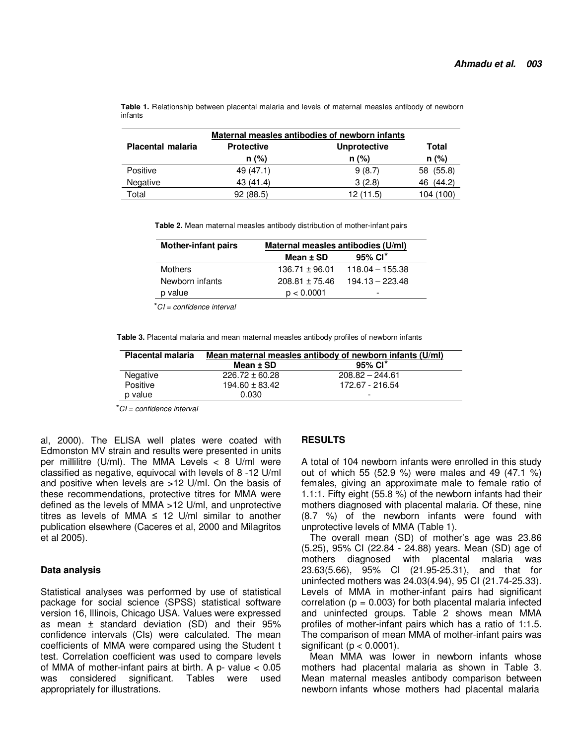**Table 1.** Relationship between placental malaria and levels of maternal measles antibody of newborn infants

| Placental malaria | Maternal measles antibodies of newborn infants | | |
|---|---|---|---|
| | Protective n (%) | Unprotective n (%) | Total n (%) |
| Positive | 49 (47.1) | 9 (8.7) | 58 (55.8) |
| Negative | 43 (41.4) | 3 (2.8) | 46 (44.2) |
| Total | 92 (88.5) | 12 (11.5) | 104 (100) |

**Table 2.** Mean maternal measles antibody distribution of mother-infant pairs

| Mother-infant pairs | Maternal measles antibodies (U/ml) | |
|---|---|---|
| | Mean ± SD | 95% CI* |
| Mothers | 136.71 ± 96.01 | 118.04 – 155.38 |
| Newborn infants | 208.81 ± 75.46 | 194.13 – 223.48 |
| p value | $p < 0.0001$ | - |

*CI = confidence interval

**Table 3.** Placental malaria and mean maternal measles antibody profiles of newborn infants

| Placental malaria | Mean maternal measles antibody of newborn infants (U/ml) | |
|---|---|---|
| | Mean ± SD | 95% CI* |
| Negative | 226.72 ± 60.28 | 208.82 – 244.61 |
| Positive | 194.60 ± 83.42 | 172.67 - 216.54 |
| p value | 0.030 | - |

*CI = confidence interval

al, 2000). The ELISA well plates were coated with Edmonston MV strain and results were presented in units per millilitre (U/ml). The MMA Levels < 8 U/ml were classified as negative, equivocal with levels of 8 -12 U/ml and positive when levels are >12 U/ml. On the basis of these recommendations, protective titres for MMA were defined as the levels of MMA >12 U/ml, and unprotective titres as levels of MMA ≤ 12 U/ml similar to another publication elsewhere (Caceres et al, 2000 and Milagritos et al 2005).

### Data analysis

Statistical analyses was performed by use of statistical package for social science (SPSS) statistical software version 16, Illinois, Chicago USA. Values were expressed as mean ± standard deviation (SD) and their 95% confidence intervals (CIs) were calculated. The mean coefficients of MMA were compared using the Student t test. Correlation coefficient was used to compare levels of MMA of mother-infant pairs at birth. A p- value < 0.05 was considered significant. Tables were used appropriately for illustrations.

## RESULTS

A total of 104 newborn infants were enrolled in this study out of which 55 (52.9 %) were males and 49 (47.1 %) females, giving an approximate male to female ratio of 1.1:1. Fifty eight (55.8 %) of the newborn infants had their mothers diagnosed with placental malaria. Of these, nine (8.7 %) of the newborn infants were found with unprotective levels of MMA (Table 1).

The overall mean (SD) of mother's age was 23.86 (5.25), 95% CI (22.84 - 24.88) years. Mean (SD) age of mothers diagnosed with placental malaria was 23.63(5.66), 95% CI (21.95-25.31), and that for uninfected mothers was 24.03(4.94), 95 CI (21.74-25.33). Levels of MMA in mother-infant pairs had significant correlation ($p = 0.003$) for both placental malaria infected and uninfected groups. Table 2 shows mean MMA profiles of mother-infant pairs which has a ratio of 1:1.5. The comparison of mean MMA of mother-infant pairs was significant ($p < 0.0001$).

Mean MMA was lower in newborn infants whose mothers had placental malaria as shown in Table 3. Mean maternal measles antibody comparison between newborn infants whose mothers had placental malaria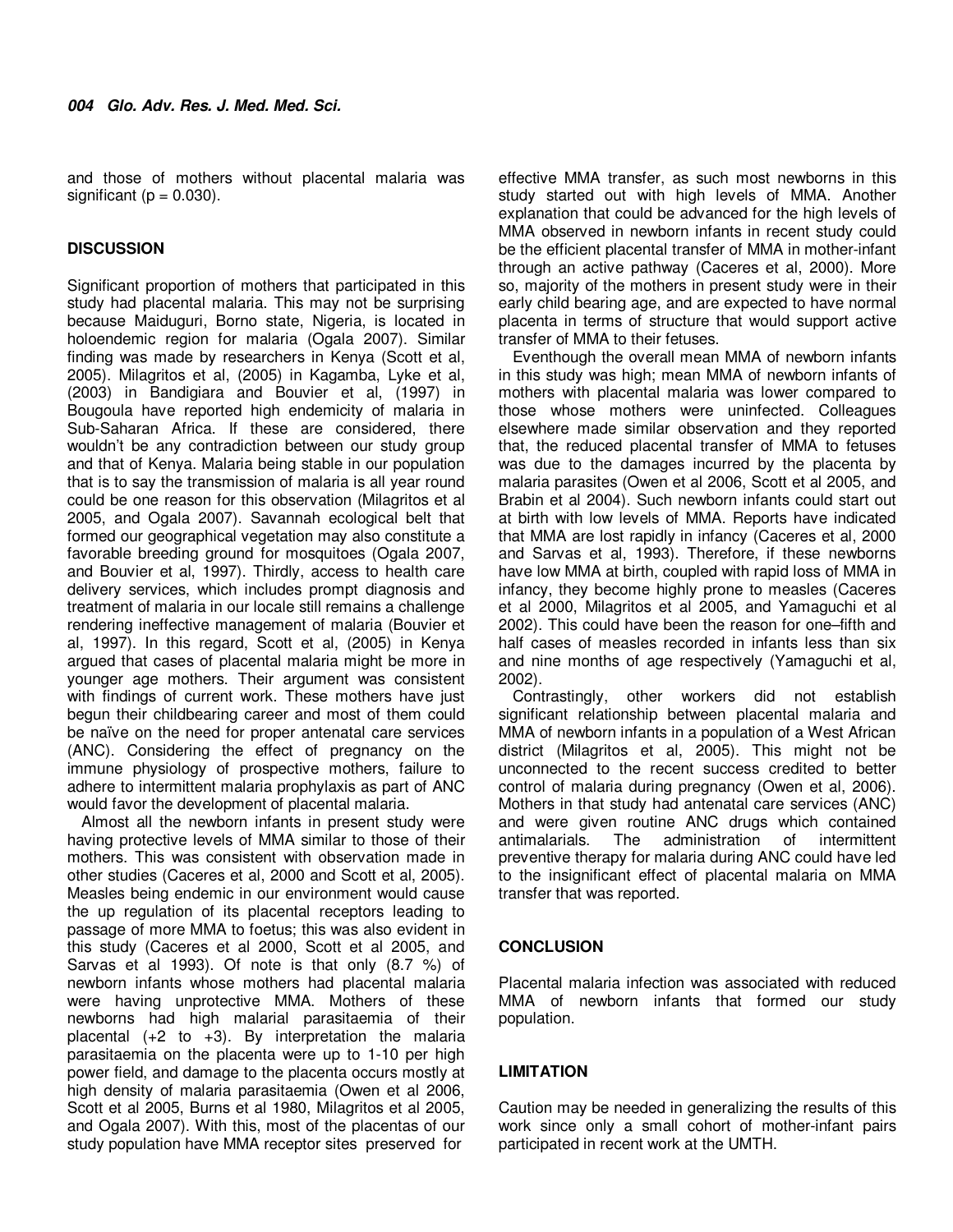and those of mothers without placental malaria was significant (p = 0.030).

## DISCUSSION

Significant proportion of mothers that participated in this study had placental malaria. This may not be surprising because Maiduguri, Borno state, Nigeria, is located in holoendemic region for malaria (Ogala 2007). Similar finding was made by researchers in Kenya (Scott et al, 2005). Milagritos et al, (2005) in Kagamba, Lyke et al, (2003) in Bandigiara and Bouvier et al, (1997) in Bougoula have reported high endemicity of malaria in Sub-Saharan Africa. If these are considered, there wouldn't be any contradiction between our study group and that of Kenya. Malaria being stable in our population that is to say the transmission of malaria is all year round could be one reason for this observation (Milagritos et al 2005, and Ogala 2007). Savannah ecological belt that formed our geographical vegetation may also constitute a favorable breeding ground for mosquitoes (Ogala 2007, and Bouvier et al, 1997). Thirdly, access to health care delivery services, which includes prompt diagnosis and treatment of malaria in our locale still remains a challenge rendering ineffective management of malaria (Bouvier et al, 1997). In this regard, Scott et al, (2005) in Kenya argued that cases of placental malaria might be more in younger age mothers. Their argument was consistent with findings of current work. These mothers have just begun their childbearing career and most of them could be naïve on the need for proper antenatal care services (ANC). Considering the effect of pregnancy on the immune physiology of prospective mothers, failure to adhere to intermittent malaria prophylaxis as part of ANC would favor the development of placental malaria.

Almost all the newborn infants in present study were having protective levels of MMA similar to those of their mothers. This was consistent with observation made in other studies (Caceres et al, 2000 and Scott et al, 2005). Measles being endemic in our environment would cause the up regulation of its placental receptors leading to passage of more MMA to foetus; this was also evident in this study (Caceres et al 2000, Scott et al 2005, and Sarvas et al 1993). Of note is that only (8.7 %) of newborn infants whose mothers had placental malaria were having unprotective MMA. Mothers of these newborns had high malarial parasitaemia of their placental (+2 to +3). By interpretation the malaria parasitaemia on the placenta were up to 1-10 per high power field, and damage to the placenta occurs mostly at high density of malaria parasitaemia (Owen et al 2006, Scott et al 2005, Burns et al 1980, Milagritos et al 2005, and Ogala 2007). With this, most of the placentas of our study population have MMA receptor sites preserved for effective MMA transfer, as such most newborns in this study started out with high levels of MMA. Another explanation that could be advanced for the high levels of MMA observed in newborn infants in recent study could be the efficient placental transfer of MMA in mother-infant through an active pathway (Caceres et al, 2000). More so, majority of the mothers in present study were in their early child bearing age, and are expected to have normal placenta in terms of structure that would support active transfer of MMA to their fetuses.

Eventhough the overall mean MMA of newborn infants in this study was high; mean MMA of newborn infants of mothers with placental malaria was lower compared to those whose mothers were uninfected. Colleagues elsewhere made similar observation and they reported that, the reduced placental transfer of MMA to fetuses was due to the damages incurred by the placenta by malaria parasites (Owen et al 2006, Scott et al 2005, and Brabin et al 2004). Such newborn infants could start out at birth with low levels of MMA. Reports have indicated that MMA are lost rapidly in infancy (Caceres et al, 2000 and Sarvas et al, 1993). Therefore, if these newborns have low MMA at birth, coupled with rapid loss of MMA in infancy, they become highly prone to measles (Caceres et al 2000, Milagritos et al 2005, and Yamaguchi et al 2002). This could have been the reason for one–fifth and half cases of measles recorded in infants less than six and nine months of age respectively (Yamaguchi et al, 2002).

Contrastingly, other workers did not establish significant relationship between placental malaria and MMA of newborn infants in a population of a West African district (Milagritos et al, 2005). This might not be unconnected to the recent success credited to better control of malaria during pregnancy (Owen et al, 2006). Mothers in that study had antenatal care services (ANC) and were given routine ANC drugs which contained antimalarials. The administration of intermittent preventive therapy for malaria during ANC could have led to the insignificant effect of placental malaria on MMA transfer that was reported.

## CONCLUSION

Placental malaria infection was associated with reduced MMA of newborn infants that formed our study population.

## LIMITATION

Caution may be needed in generalizing the results of this work since only a small cohort of mother-infant pairs participated in recent work at the UMTH.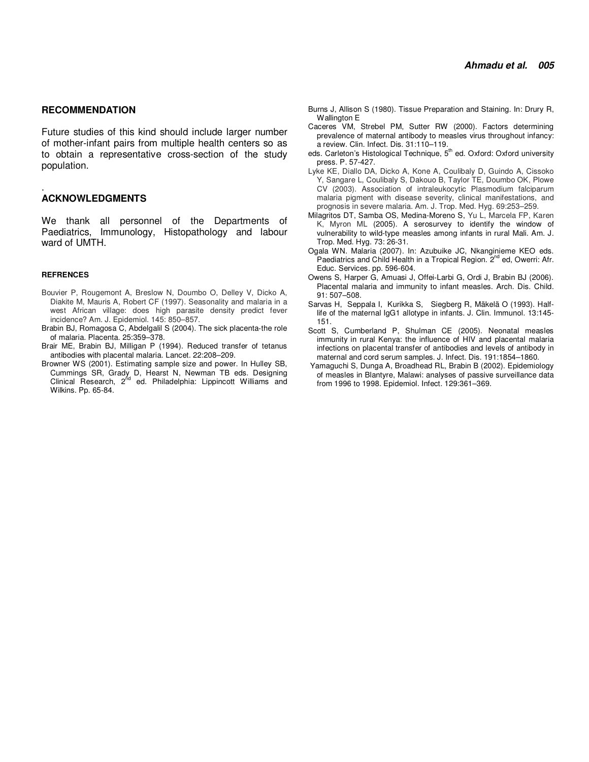## RECOMMENDATION

Future studies of this kind should include larger number of mother-infant pairs from multiple health centers so as to obtain a representative cross-section of the study population.

.

## ACKNOWLEDGMENTS

We thank all personnel of the Departments of Paediatrics, Immunology, Histopathology and labour ward of UMTH.

### REFRENCES

Bouvier P, Rougemont A, Breslow N, Doumbo O, Delley V, Dicko A, Diakite M, Mauris A, Robert CF (1997). Seasonality and malaria in a west African village: does high parasite density predict fever incidence? Am. J. Epidemiol. 145: 850–857.

Brabin BJ, Romagosa C, Abdelgalil S (2004). The sick placenta-the role of malaria. Placenta. 25:359–378.

Brair ME, Brabin BJ, Milligan P (1994). Reduced transfer of tetanus antibodies with placental malaria. Lancet. 22:208–209.

Browner WS (2001). Estimating sample size and power. In Hulley SB, Cummings SR, Grady D, Hearst N, Newman TB eds. Designing Clinical Research, 2nd ed. Philadelphia: Lippincott Williams and Wilkins. Pp. 65-84.

Burns J, Allison S (1980). Tissue Preparation and Staining. In: Drury R, Wallington E

Caceres VM, Strebel PM, Sutter RW (2000). Factors determining prevalence of maternal antibody to measles virus throughout infancy: a review. Clin. Infect. Dis. 31:110–119.

eds. Carleton's Histological Technique, 5th ed. Oxford: Oxford university press. P. 57-427.

Lyke KE, Diallo DA, Dicko A, Kone A, Coulibaly D, Guindo A, Cissoko Y, Sangare L, Coulibaly S, Dakouo B, Taylor TE, Doumbo OK, Plowe CV (2003). Association of intraleukocytic Plasmodium falciparum malaria pigment with disease severity, clinical manifestations, and prognosis in severe malaria. Am. J. Trop. Med. Hyg. 69:253–259.

Milagritos DT, Samba OS, Medina-Moreno S, Yu L, Marcela FP, Karen K, Myron ML (2005). A serosurvey to identify the window of vulnerability to wild-type measles among infants in rural Mali. Am. J. Trop. Med. Hyg. 73: 26-31.

Ogala WN. Malaria (2007). In: Azubuike JC, Nkanginieme KEO eds. Paediatrics and Child Health in a Tropical Region. 2nd ed, Owerri: Afr. Educ. Services. pp. 596-604.

Owens S, Harper G, Amuasi J, Offei-Larbi G, Ordi J, Brabin BJ (2006). Placental malaria and immunity to infant measles. Arch. Dis. Child. 91: 507–508.

Sarvas H, Seppala I, Kurikka S, Siegberg R, Mäkelä O (1993). Half-life of the maternal IgG1 allotype in infants. J. Clin. Immunol. 13:145-151.

Scott S, Cumberland P, Shulman CE (2005). Neonatal measles immunity in rural Kenya: the influence of HIV and placental malaria infections on placental transfer of antibodies and levels of antibody in maternal and cord serum samples. J. Infect. Dis. 191:1854–1860.

Yamaguchi S, Dunga A, Broadhead RL, Brabin B (2002). Epidemiology of measles in Blantyre, Malawi: analyses of passive surveillance data from 1996 to 1998. Epidemiol. Infect. 129:361–369.